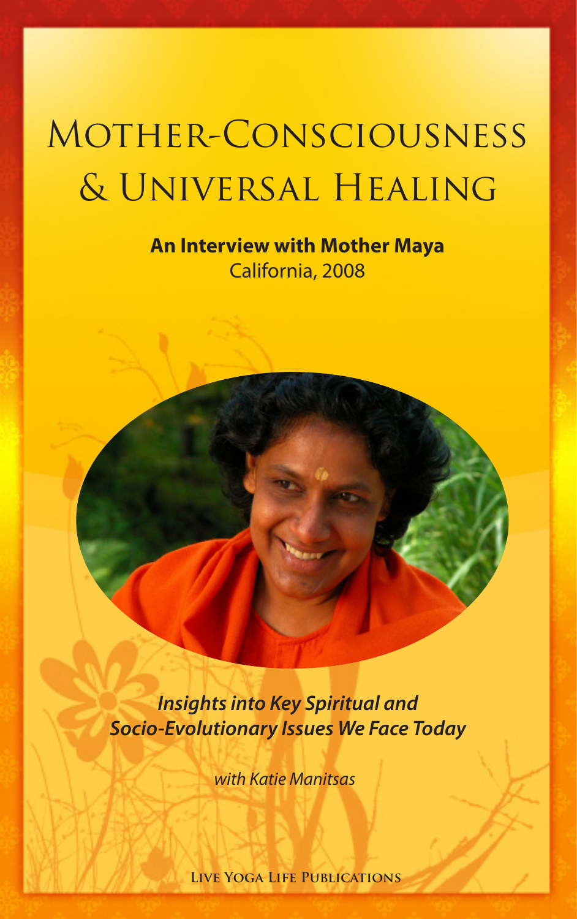# Mother-Consciousness & Universal Healing

**An Interview with Mother Maya**
California, 2008

***Insights into Key Spiritual and Socio-Evolutionary Issues We Face Today***

*with Katie Manitsas*

Live Yoga Life Publications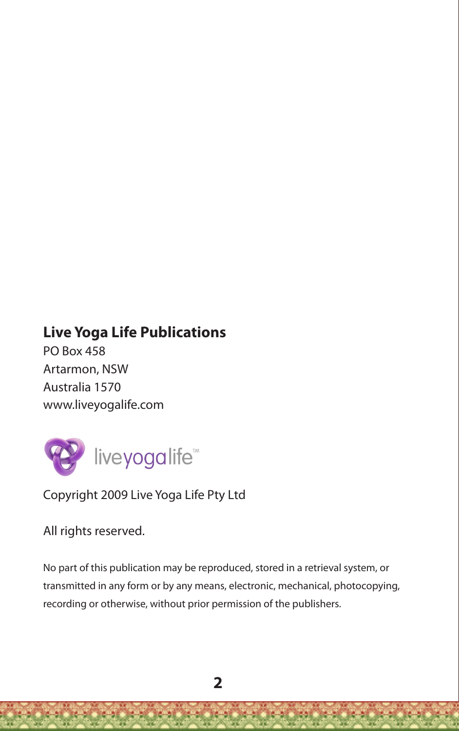**Live Yoga Life Publications**

PO Box 458
Artarmon, NSW
Australia 1570
www.liveyogalife.com

liveyogalife™

Copyright 2009 Live Yoga Life Pty Ltd

All rights reserved.

No part of this publication may be reproduced, stored in a retrieval system, or transmitted in any form or by any means, electronic, mechanical, photocopying, recording or otherwise, without prior permission of the publishers.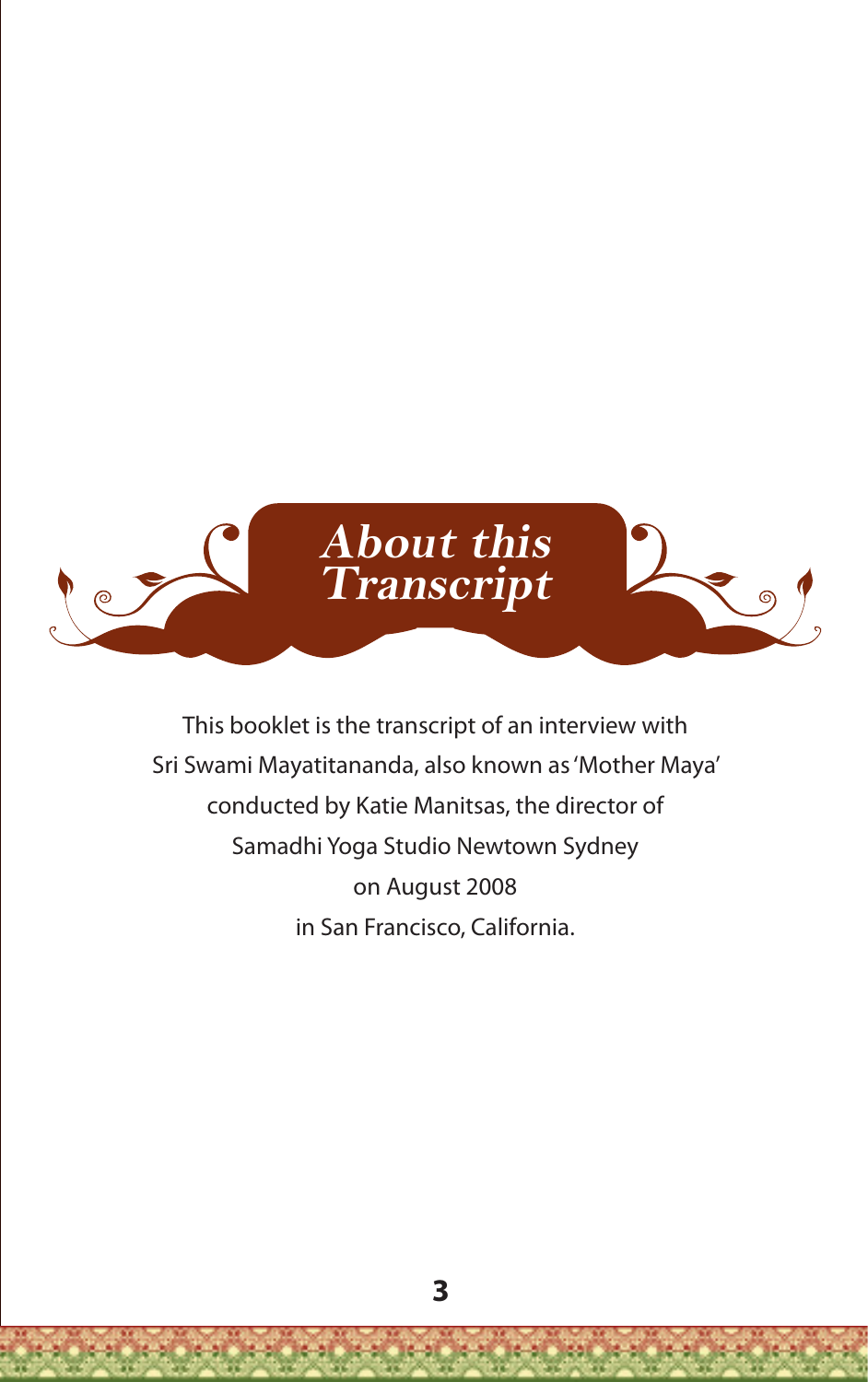# *About this Transcript*

This booklet is the transcript of an interview with
Sri Swami Mayatitananda, also known as 'Mother Maya'
conducted by Katie Manitsas, the director of
Samadhi Yoga Studio Newtown Sydney
on August 2008
in San Francisco, California.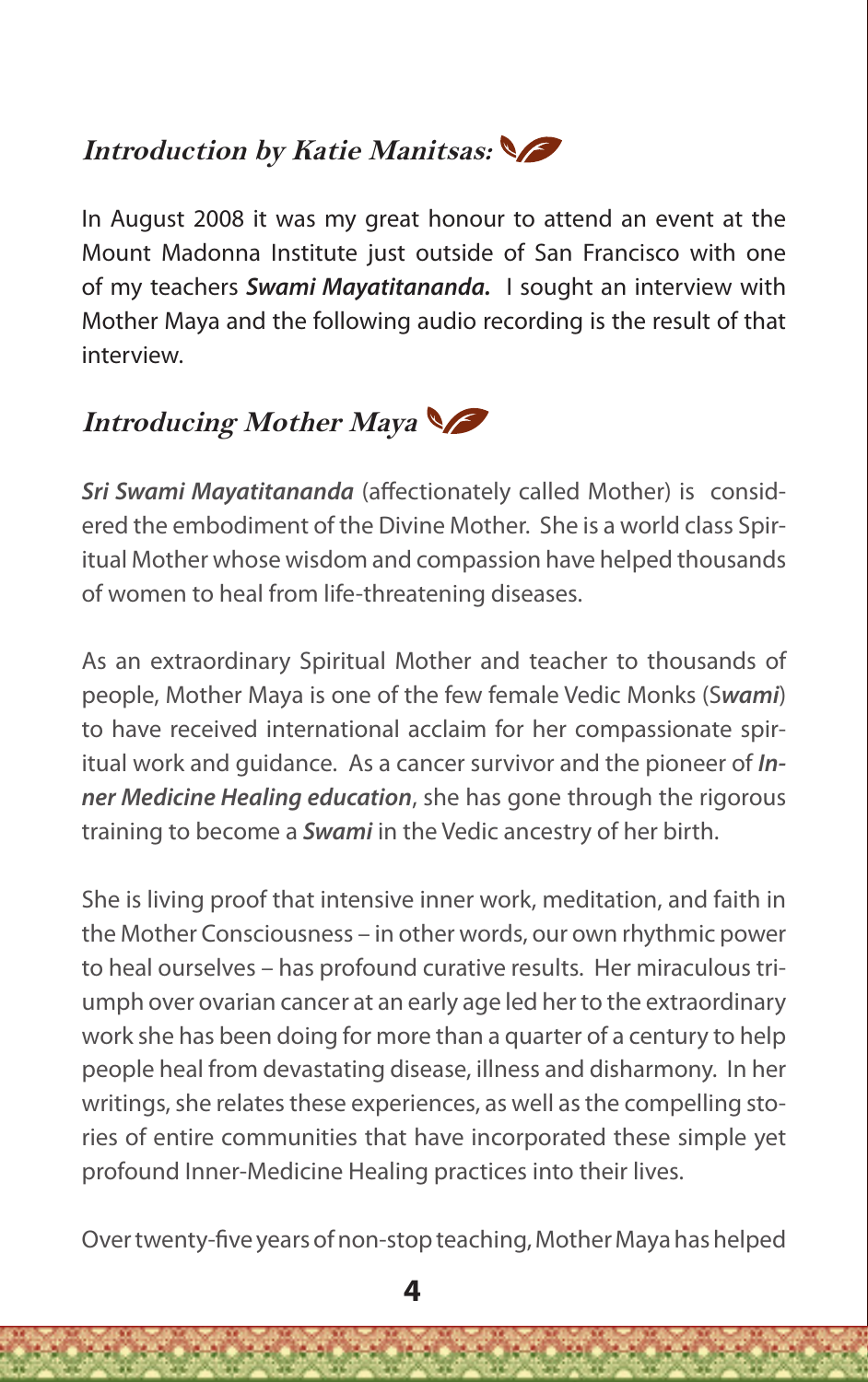## *Introduction by Katie Manitsas:*

In August 2008 it was my great honour to attend an event at the Mount Madonna Institute just outside of San Francisco with one of my teachers ***Swami Mayatitananda.*** I sought an interview with Mother Maya and the following audio recording is the result of that interview.

## *Introducing Mother Maya*

***Sri Swami Mayatitananda*** (affectionately called Mother) is considered the embodiment of the Divine Mother. She is a world class Spiritual Mother whose wisdom and compassion have helped thousands of women to heal from life-threatening diseases.

As an extraordinary Spiritual Mother and teacher to thousands of people, Mother Maya is one of the few female Vedic Monks (S***wami***) to have received international acclaim for her compassionate spiritual work and guidance. As a cancer survivor and the pioneer of ***Inner Medicine Healing education***, she has gone through the rigorous training to become a ***Swami*** in the Vedic ancestry of her birth.

She is living proof that intensive inner work, meditation, and faith in the Mother Consciousness – in other words, our own rhythmic power to heal ourselves – has profound curative results. Her miraculous triumph over ovarian cancer at an early age led her to the extraordinary work she has been doing for more than a quarter of a century to help people heal from devastating disease, illness and disharmony. In her writings, she relates these experiences, as well as the compelling stories of entire communities that have incorporated these simple yet profound Inner-Medicine Healing practices into their lives.

Over twenty-five years of non-stop teaching, Mother Maya has helped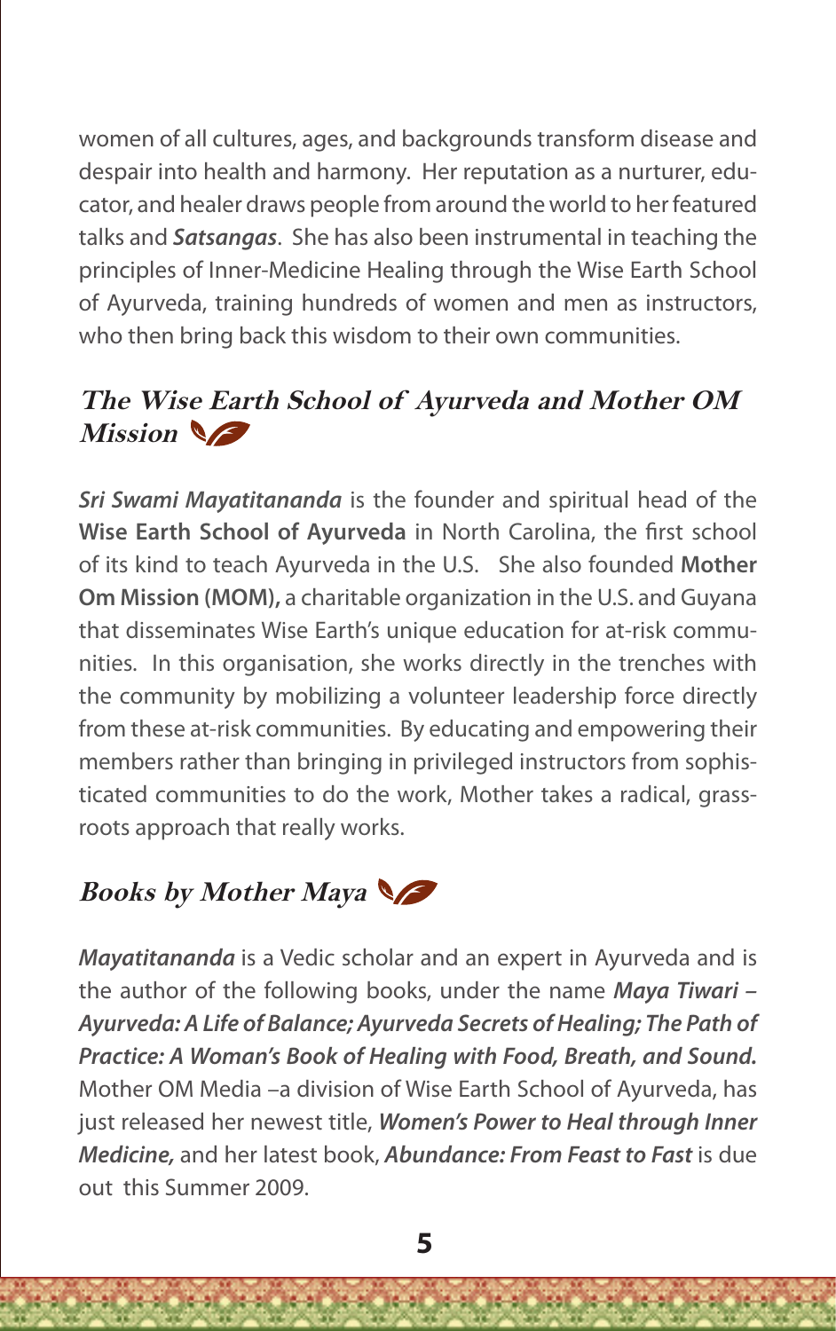women of all cultures, ages, and backgrounds transform disease and despair into health and harmony. Her reputation as a nurturer, educator, and healer draws people from around the world to her featured talks and ***Satsangas***. She has also been instrumental in teaching the principles of Inner-Medicine Healing through the Wise Earth School of Ayurveda, training hundreds of women and men as instructors, who then bring back this wisdom to their own communities.

## *The Wise Earth School of Ayurveda and Mother OM Mission*

***Sri Swami Mayatitananda*** is the founder and spiritual head of the **Wise Earth School of Ayurveda** in North Carolina, the first school of its kind to teach Ayurveda in the U.S. She also founded **Mother Om Mission (MOM),** a charitable organization in the U.S. and Guyana that disseminates Wise Earth's unique education for at-risk communities. In this organisation, she works directly in the trenches with the community by mobilizing a volunteer leadership force directly from these at-risk communities. By educating and empowering their members rather than bringing in privileged instructors from sophisticated communities to do the work, Mother takes a radical, grassroots approach that really works.

## *Books by Mother Maya*

***Mayatitananda*** is a Vedic scholar and an expert in Ayurveda and is the author of the following books, under the name ***Maya Tiwari*** – ***Ayurveda: A Life of Balance; Ayurveda Secrets of Healing; The Path of Practice: A Woman's Book of Healing with Food, Breath, and Sound.*** Mother OM Media –a division of Wise Earth School of Ayurveda, has just released her newest title, ***Women's Power to Heal through Inner Medicine,*** and her latest book, ***Abundance: From Feast to Fast*** is due out this Summer 2009.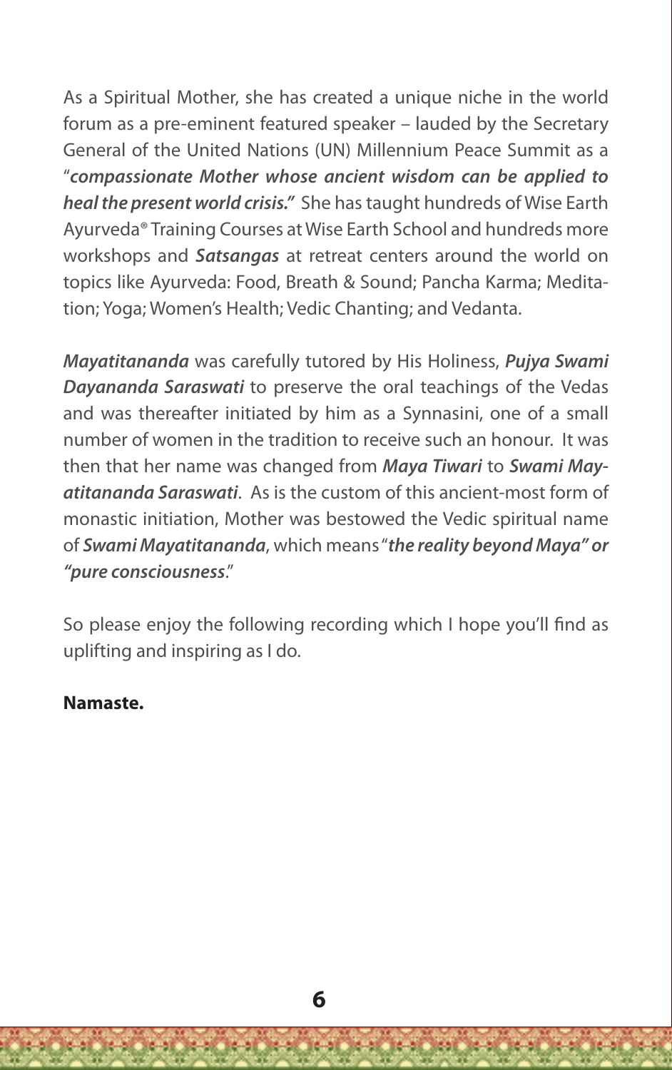As a Spiritual Mother, she has created a unique niche in the world forum as a pre-eminent featured speaker – lauded by the Secretary General of the United Nations (UN) Millennium Peace Summit as a "***compassionate Mother whose ancient wisdom can be applied to heal the present world crisis."*** She has taught hundreds of Wise Earth Ayurveda® Training Courses at Wise Earth School and hundreds more workshops and ***Satsangas*** at retreat centers around the world on topics like Ayurveda: Food, Breath & Sound; Pancha Karma; Meditation; Yoga; Women's Health; Vedic Chanting; and Vedanta.

***Mayatitananda*** was carefully tutored by His Holiness, ***Pujya Swami Dayananda Saraswati*** to preserve the oral teachings of the Vedas and was thereafter initiated by him as a Synnasini, one of a small number of women in the tradition to receive such an honour. It was then that her name was changed from ***Maya Tiwari*** to ***Swami Mayatitananda Saraswati***. As is the custom of this ancient-most form of monastic initiation, Mother was bestowed the Vedic spiritual name of ***Swami Mayatitananda***, which means "***the reality beyond Maya" or "pure consciousness***."

So please enjoy the following recording which I hope you'll find as uplifting and inspiring as I do.

**Namaste.**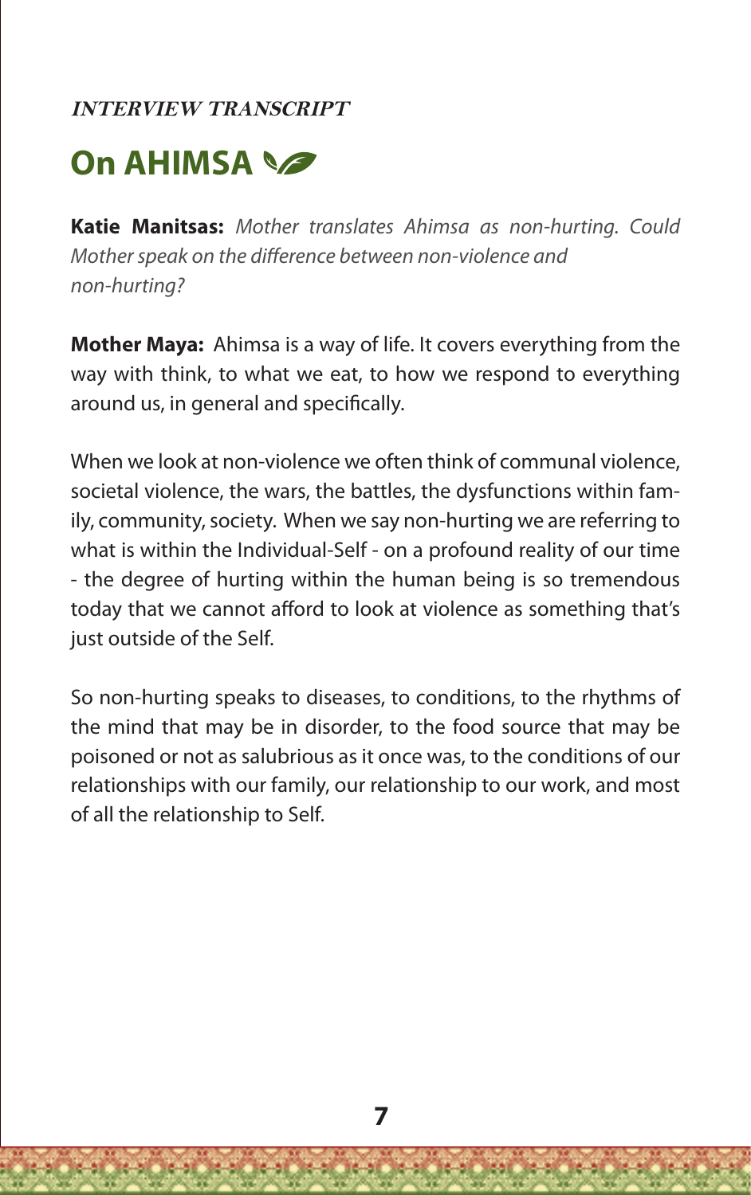***INTERVIEW TRANSCRIPT***

# On AHIMSA

**Katie Manitsas:** *Mother translates Ahimsa as non-hurting. Could Mother speak on the difference between non-violence and non-hurting?*

**Mother Maya:** Ahimsa is a way of life. It covers everything from the way with think, to what we eat, to how we respond to everything around us, in general and specifically.

When we look at non-violence we often think of communal violence, societal violence, the wars, the battles, the dysfunctions within family, community, society. When we say non-hurting we are referring to what is within the Individual-Self - on a profound reality of our time - the degree of hurting within the human being is so tremendous today that we cannot afford to look at violence as something that's just outside of the Self.

So non-hurting speaks to diseases, to conditions, to the rhythms of the mind that may be in disorder, to the food source that may be poisoned or not as salubrious as it once was, to the conditions of our relationships with our family, our relationship to our work, and most of all the relationship to Self.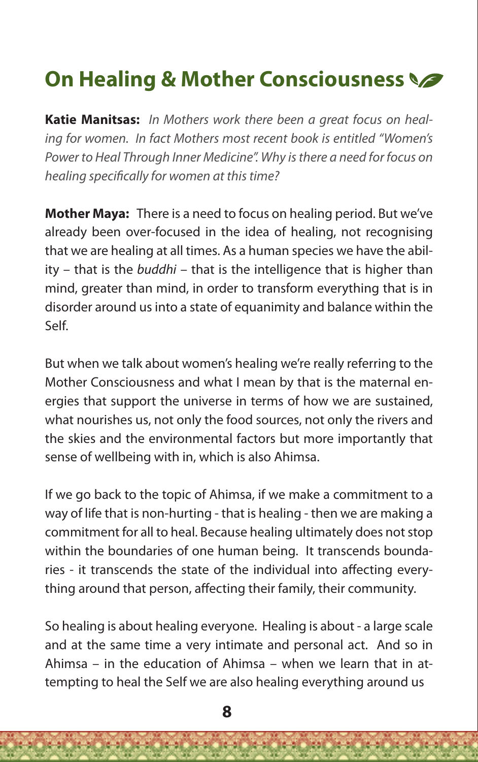## On Healing & Mother Consciousness

**Katie Manitsas:** *In Mothers work there been a great focus on healing for women. In fact Mothers most recent book is entitled "Women's Power to Heal Through Inner Medicine". Why is there a need for focus on healing specifically for women at this time?*

**Mother Maya:** There is a need to focus on healing period. But we've already been over-focused in the idea of healing, not recognising that we are healing at all times. As a human species we have the ability – that is the *buddhi* – that is the intelligence that is higher than mind, greater than mind, in order to transform everything that is in disorder around us into a state of equanimity and balance within the Self.

But when we talk about women's healing we're really referring to the Mother Consciousness and what I mean by that is the maternal energies that support the universe in terms of how we are sustained, what nourishes us, not only the food sources, not only the rivers and the skies and the environmental factors but more importantly that sense of wellbeing with in, which is also Ahimsa.

If we go back to the topic of Ahimsa, if we make a commitment to a way of life that is non-hurting - that is healing - then we are making a commitment for all to heal. Because healing ultimately does not stop within the boundaries of one human being. It transcends boundaries - it transcends the state of the individual into affecting everything around that person, affecting their family, their community.

So healing is about healing everyone. Healing is about - a large scale and at the same time a very intimate and personal act. And so in Ahimsa – in the education of Ahimsa – when we learn that in attempting to heal the Self we are also healing everything around us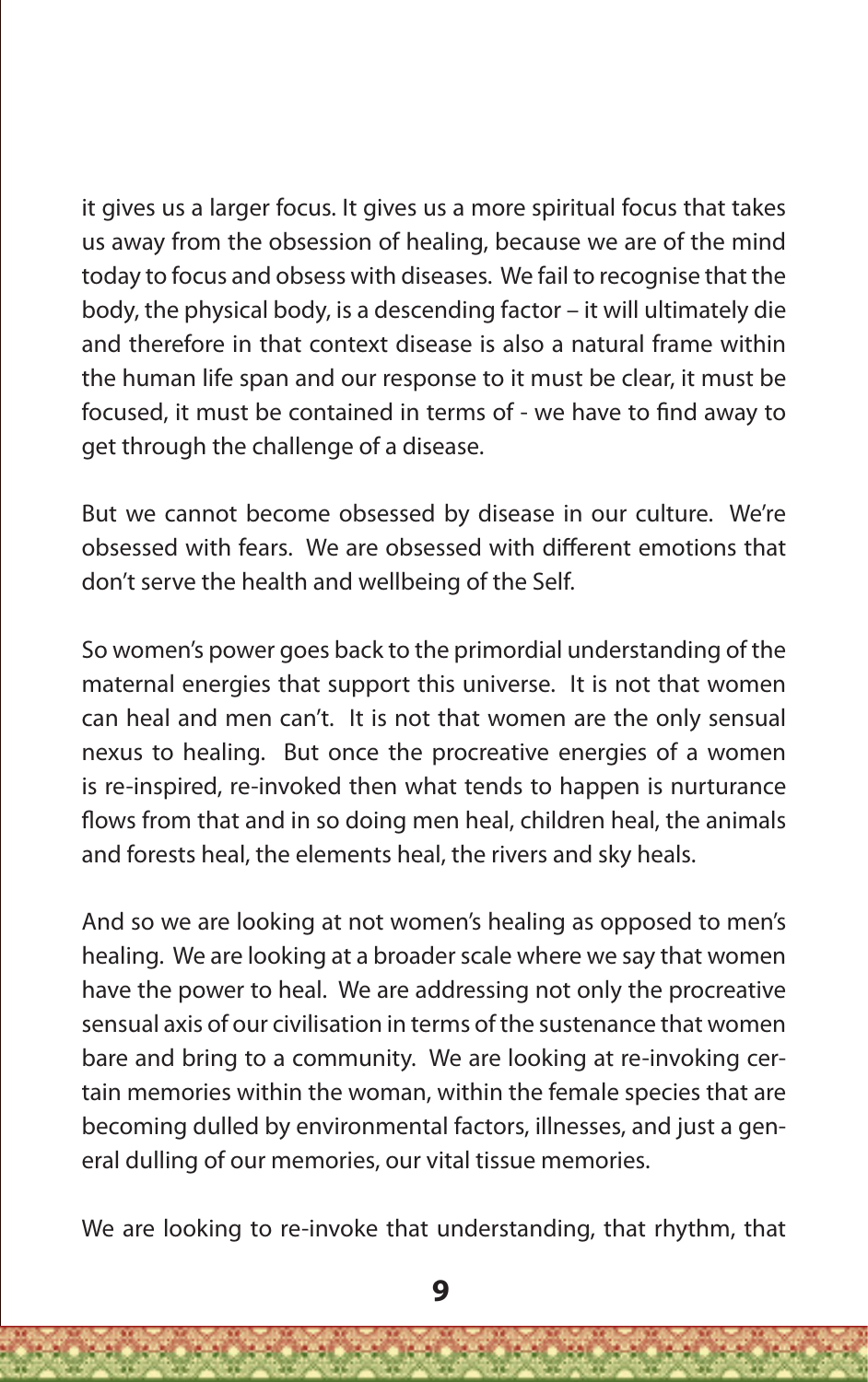it gives us a larger focus. It gives us a more spiritual focus that takes us away from the obsession of healing, because we are of the mind today to focus and obsess with diseases. We fail to recognise that the body, the physical body, is a descending factor – it will ultimately die and therefore in that context disease is also a natural frame within the human life span and our response to it must be clear, it must be focused, it must be contained in terms of - we have to find away to get through the challenge of a disease.

But we cannot become obsessed by disease in our culture. We're obsessed with fears. We are obsessed with different emotions that don't serve the health and wellbeing of the Self.

So women's power goes back to the primordial understanding of the maternal energies that support this universe. It is not that women can heal and men can't. It is not that women are the only sensual nexus to healing. But once the procreative energies of a women is re-inspired, re-invoked then what tends to happen is nurturance flows from that and in so doing men heal, children heal, the animals and forests heal, the elements heal, the rivers and sky heals.

And so we are looking at not women's healing as opposed to men's healing. We are looking at a broader scale where we say that women have the power to heal. We are addressing not only the procreative sensual axis of our civilisation in terms of the sustenance that women bare and bring to a community. We are looking at re-invoking certain memories within the woman, within the female species that are becoming dulled by environmental factors, illnesses, and just a general dulling of our memories, our vital tissue memories.

We are looking to re-invoke that understanding, that rhythm, that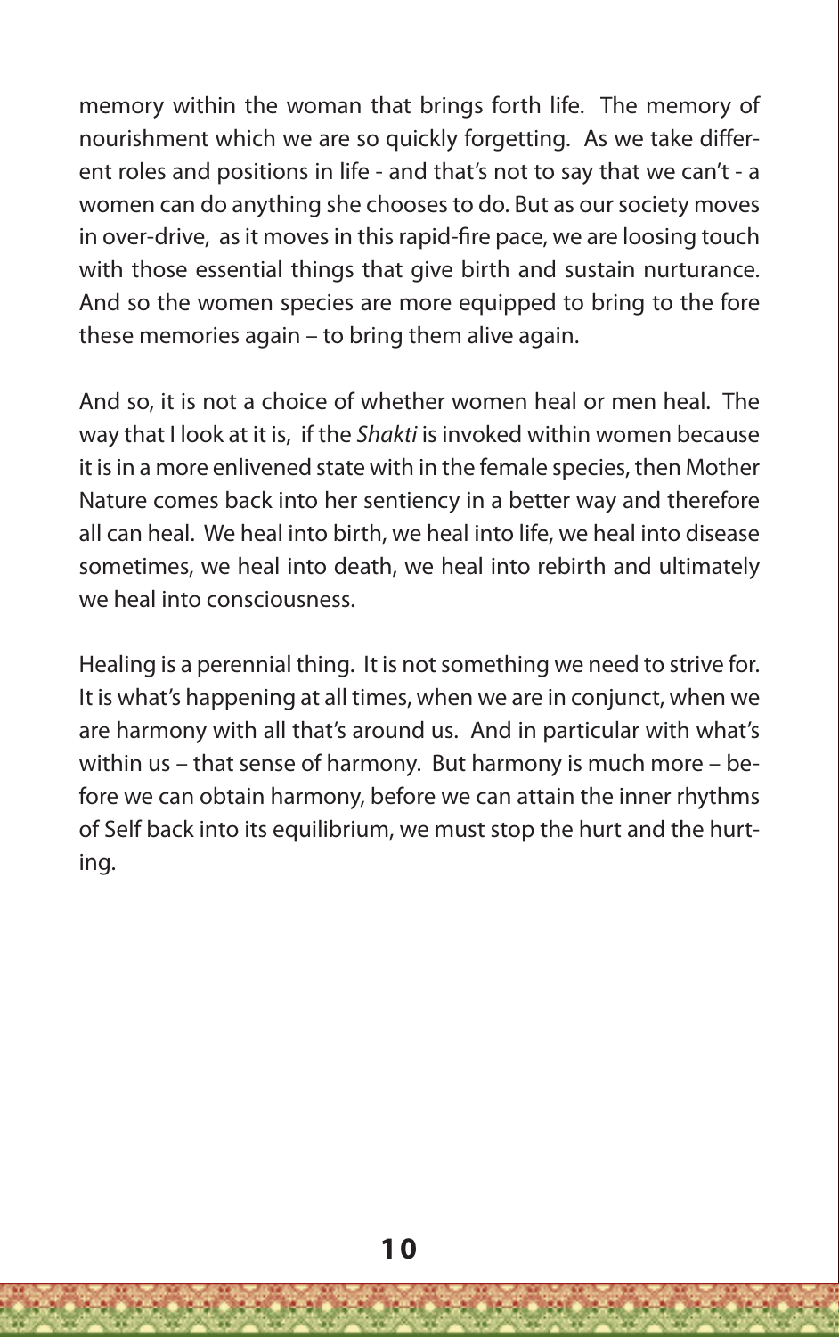memory within the woman that brings forth life. The memory of nourishment which we are so quickly forgetting. As we take different roles and positions in life - and that's not to say that we can't - a women can do anything she chooses to do. But as our society moves in over-drive, as it moves in this rapid-fire pace, we are loosing touch with those essential things that give birth and sustain nurturance. And so the women species are more equipped to bring to the fore these memories again – to bring them alive again.

And so, it is not a choice of whether women heal or men heal. The way that I look at it is, if the *Shakti* is invoked within women because it is in a more enlivened state with in the female species, then Mother Nature comes back into her sentiency in a better way and therefore all can heal. We heal into birth, we heal into life, we heal into disease sometimes, we heal into death, we heal into rebirth and ultimately we heal into consciousness.

Healing is a perennial thing. It is not something we need to strive for. It is what's happening at all times, when we are in conjunct, when we are harmony with all that's around us. And in particular with what's within us – that sense of harmony. But harmony is much more – before we can obtain harmony, before we can attain the inner rhythms of Self back into its equilibrium, we must stop the hurt and the hurting.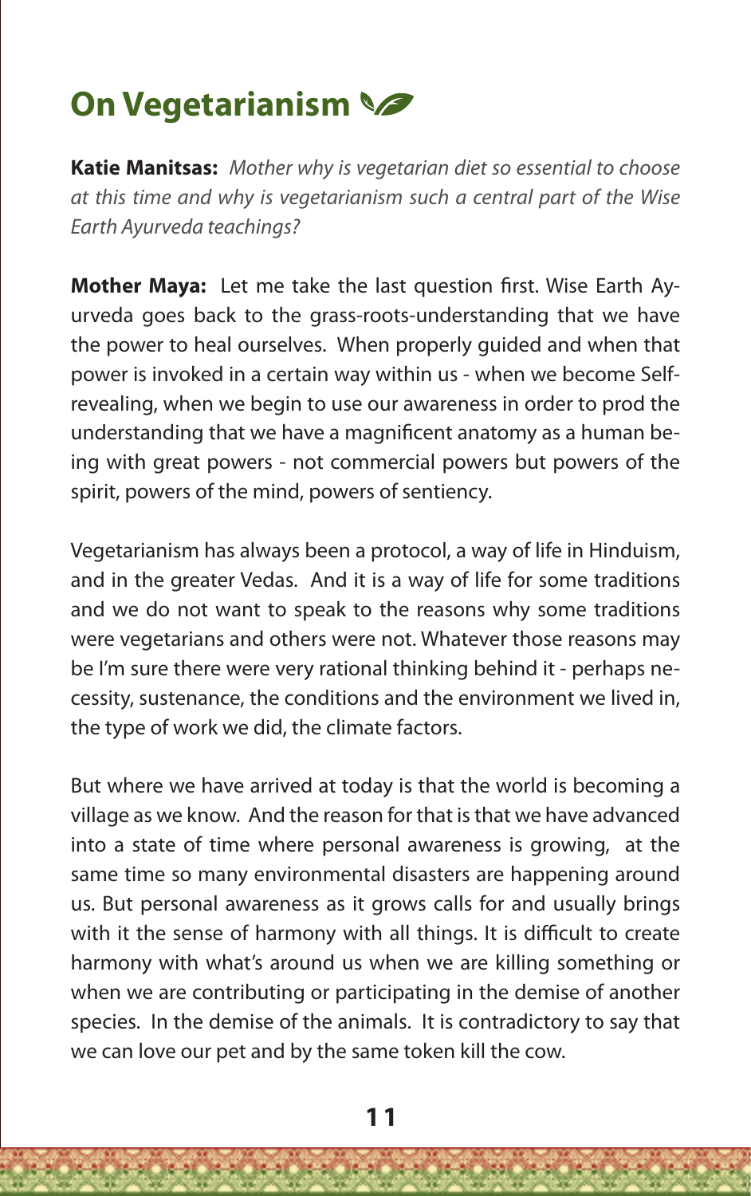# On Vegetarianism

**Katie Manitsas:** *Mother why is vegetarian diet so essential to choose at this time and why is vegetarianism such a central part of the Wise Earth Ayurveda teachings?*

**Mother Maya:** Let me take the last question first. Wise Earth Ayurveda goes back to the grass-roots-understanding that we have the power to heal ourselves. When properly guided and when that power is invoked in a certain way within us - when we become Self-revealing, when we begin to use our awareness in order to prod the understanding that we have a magnificent anatomy as a human being with great powers - not commercial powers but powers of the spirit, powers of the mind, powers of sentiency.

Vegetarianism has always been a protocol, a way of life in Hinduism, and in the greater Vedas. And it is a way of life for some traditions and we do not want to speak to the reasons why some traditions were vegetarians and others were not. Whatever those reasons may be I'm sure there were very rational thinking behind it - perhaps necessity, sustenance, the conditions and the environment we lived in, the type of work we did, the climate factors.

But where we have arrived at today is that the world is becoming a village as we know. And the reason for that is that we have advanced into a state of time where personal awareness is growing, at the same time so many environmental disasters are happening around us. But personal awareness as it grows calls for and usually brings with it the sense of harmony with all things. It is difficult to create harmony with what's around us when we are killing something or when we are contributing or participating in the demise of another species. In the demise of the animals. It is contradictory to say that we can love our pet and by the same token kill the cow.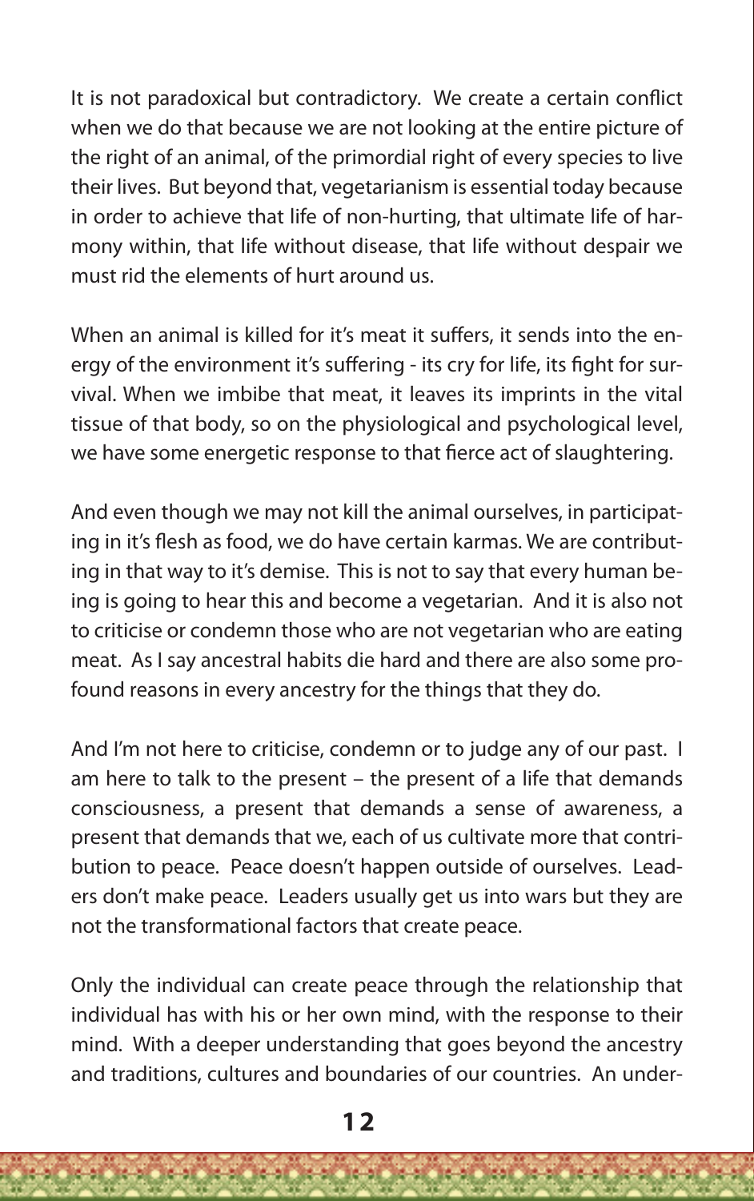It is not paradoxical but contradictory. We create a certain conflict when we do that because we are not looking at the entire picture of the right of an animal, of the primordial right of every species to live their lives. But beyond that, vegetarianism is essential today because in order to achieve that life of non-hurting, that ultimate life of harmony within, that life without disease, that life without despair we must rid the elements of hurt around us.

When an animal is killed for it's meat it suffers, it sends into the energy of the environment it's suffering - its cry for life, its fight for survival. When we imbibe that meat, it leaves its imprints in the vital tissue of that body, so on the physiological and psychological level, we have some energetic response to that fierce act of slaughtering.

And even though we may not kill the animal ourselves, in participating in it's flesh as food, we do have certain karmas. We are contributing in that way to it's demise. This is not to say that every human being is going to hear this and become a vegetarian. And it is also not to criticise or condemn those who are not vegetarian who are eating meat. As I say ancestral habits die hard and there are also some profound reasons in every ancestry for the things that they do.

And I'm not here to criticise, condemn or to judge any of our past. I am here to talk to the present – the present of a life that demands consciousness, a present that demands a sense of awareness, a present that demands that we, each of us cultivate more that contribution to peace. Peace doesn't happen outside of ourselves. Leaders don't make peace. Leaders usually get us into wars but they are not the transformational factors that create peace.

Only the individual can create peace through the relationship that individual has with his or her own mind, with the response to their mind. With a deeper understanding that goes beyond the ancestry and traditions, cultures and boundaries of our countries. An under-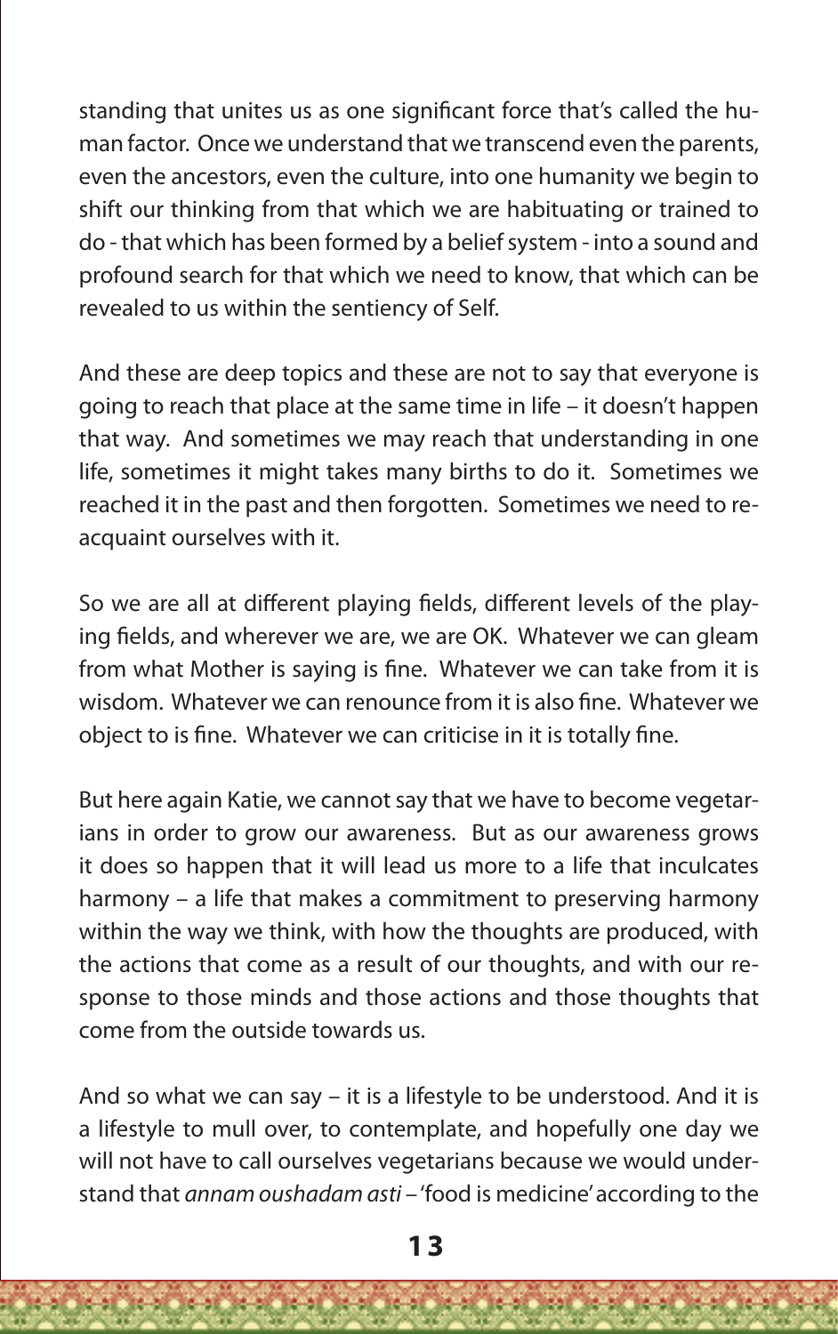standing that unites us as one significant force that's called the human factor. Once we understand that we transcend even the parents, even the ancestors, even the culture, into one humanity we begin to shift our thinking from that which we are habituating or trained to do - that which has been formed by a belief system - into a sound and profound search for that which we need to know, that which can be revealed to us within the sentiency of Self.

And these are deep topics and these are not to say that everyone is going to reach that place at the same time in life – it doesn't happen that way. And sometimes we may reach that understanding in one life, sometimes it might takes many births to do it. Sometimes we reached it in the past and then forgotten. Sometimes we need to re-acquaint ourselves with it.

So we are all at different playing fields, different levels of the playing fields, and wherever we are, we are OK. Whatever we can gleam from what Mother is saying is fine. Whatever we can take from it is wisdom. Whatever we can renounce from it is also fine. Whatever we object to is fine. Whatever we can criticise in it is totally fine.

But here again Katie, we cannot say that we have to become vegetarians in order to grow our awareness. But as our awareness grows it does so happen that it will lead us more to a life that inculcates harmony – a life that makes a commitment to preserving harmony within the way we think, with how the thoughts are produced, with the actions that come as a result of our thoughts, and with our response to those minds and those actions and those thoughts that come from the outside towards us.

And so what we can say – it is a lifestyle to be understood. And it is a lifestyle to mull over, to contemplate, and hopefully one day we will not have to call ourselves vegetarians because we would understand that *annam oushadam asti* – 'food is medicine' according to the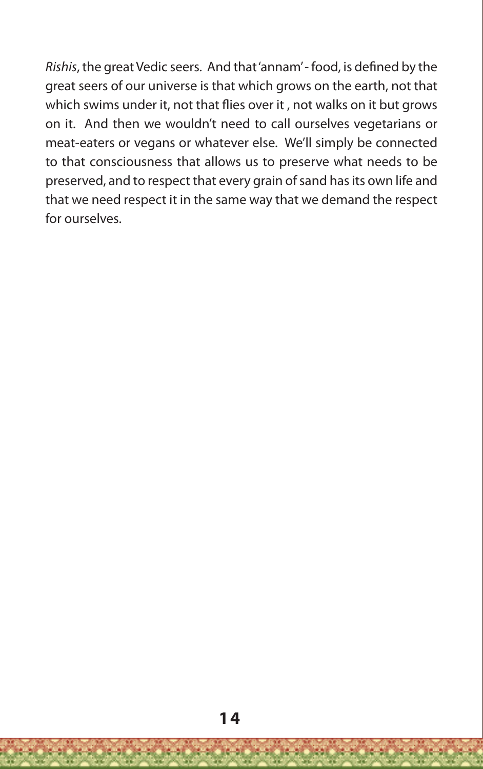*Rishis*, the great Vedic seers. And that 'annam' - food, is defined by the great seers of our universe is that which grows on the earth, not that which swims under it, not that flies over it , not walks on it but grows on it. And then we wouldn't need to call ourselves vegetarians or meat-eaters or vegans or whatever else. We'll simply be connected to that consciousness that allows us to preserve what needs to be preserved, and to respect that every grain of sand has its own life and that we need respect it in the same way that we demand the respect for ourselves.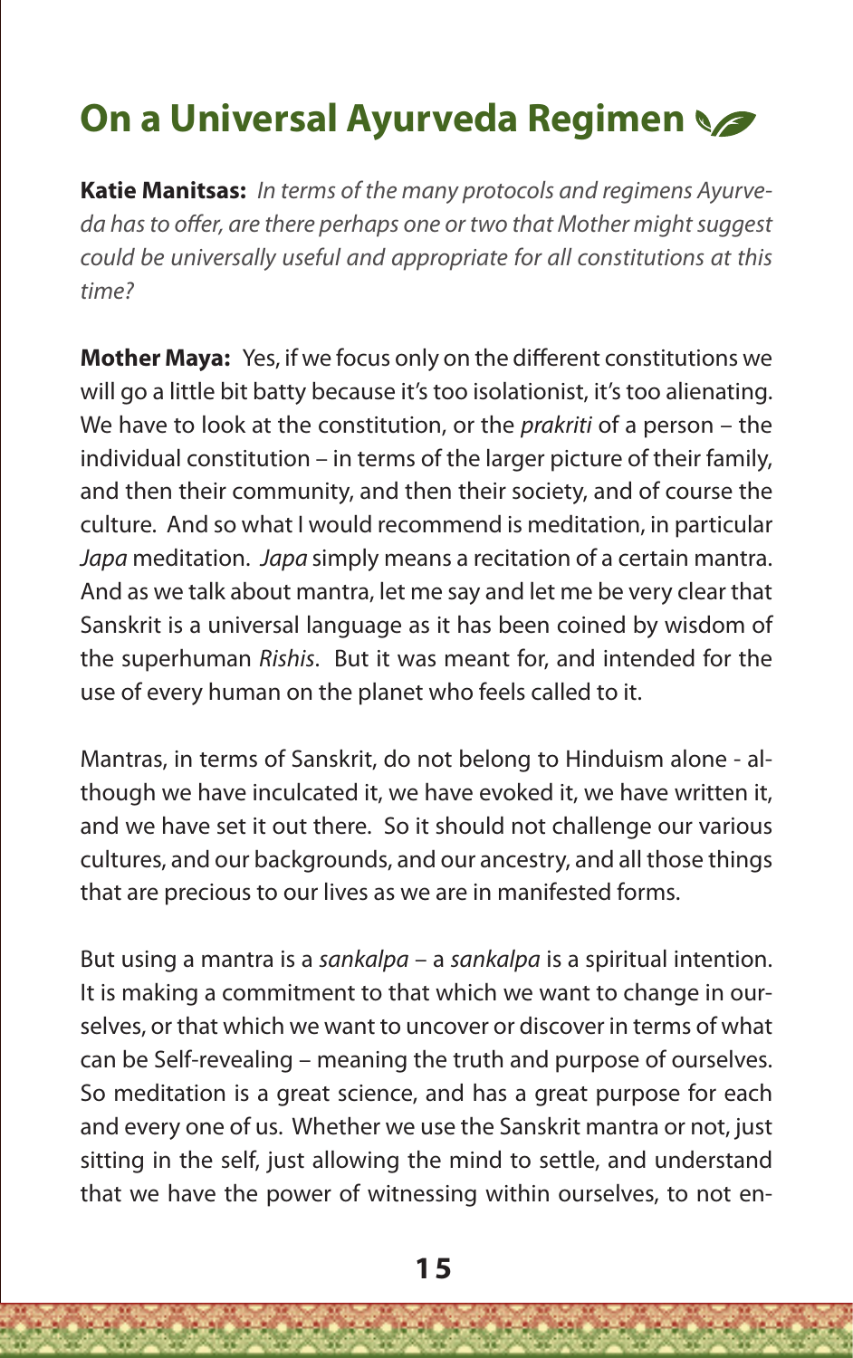## On a Universal Ayurveda Regimen

**Katie Manitsas:** *In terms of the many protocols and regimens Ayurveda has to offer, are there perhaps one or two that Mother might suggest could be universally useful and appropriate for all constitutions at this time?*

**Mother Maya:** Yes, if we focus only on the different constitutions we will go a little bit batty because it's too isolationist, it's too alienating. We have to look at the constitution, or the *prakriti* of a person – the individual constitution – in terms of the larger picture of their family, and then their community, and then their society, and of course the culture. And so what I would recommend is meditation, in particular *Japa* meditation. *Japa* simply means a recitation of a certain mantra. And as we talk about mantra, let me say and let me be very clear that Sanskrit is a universal language as it has been coined by wisdom of the superhuman *Rishis*. But it was meant for, and intended for the use of every human on the planet who feels called to it.

Mantras, in terms of Sanskrit, do not belong to Hinduism alone - although we have inculcated it, we have evoked it, we have written it, and we have set it out there. So it should not challenge our various cultures, and our backgrounds, and our ancestry, and all those things that are precious to our lives as we are in manifested forms.

But using a mantra is a *sankalpa* – a *sankalpa* is a spiritual intention. It is making a commitment to that which we want to change in ourselves, or that which we want to uncover or discover in terms of what can be Self-revealing – meaning the truth and purpose of ourselves. So meditation is a great science, and has a great purpose for each and every one of us. Whether we use the Sanskrit mantra or not, just sitting in the self, just allowing the mind to settle, and understand that we have the power of witnessing within ourselves, to not en-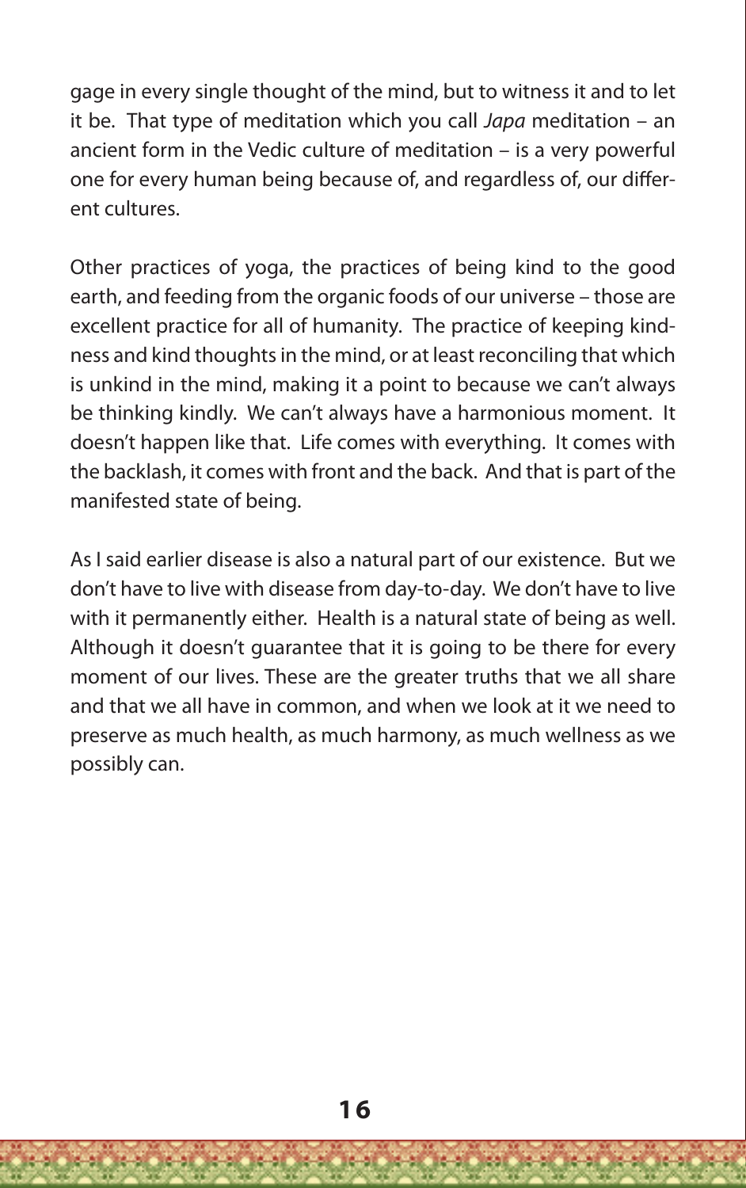gage in every single thought of the mind, but to witness it and to let it be. That type of meditation which you call *Japa* meditation – an ancient form in the Vedic culture of meditation – is a very powerful one for every human being because of, and regardless of, our different cultures.

Other practices of yoga, the practices of being kind to the good earth, and feeding from the organic foods of our universe – those are excellent practice for all of humanity. The practice of keeping kindness and kind thoughts in the mind, or at least reconciling that which is unkind in the mind, making it a point to because we can't always be thinking kindly. We can't always have a harmonious moment. It doesn't happen like that. Life comes with everything. It comes with the backlash, it comes with front and the back. And that is part of the manifested state of being.

As I said earlier disease is also a natural part of our existence. But we don't have to live with disease from day-to-day. We don't have to live with it permanently either. Health is a natural state of being as well. Although it doesn't guarantee that it is going to be there for every moment of our lives. These are the greater truths that we all share and that we all have in common, and when we look at it we need to preserve as much health, as much harmony, as much wellness as we possibly can.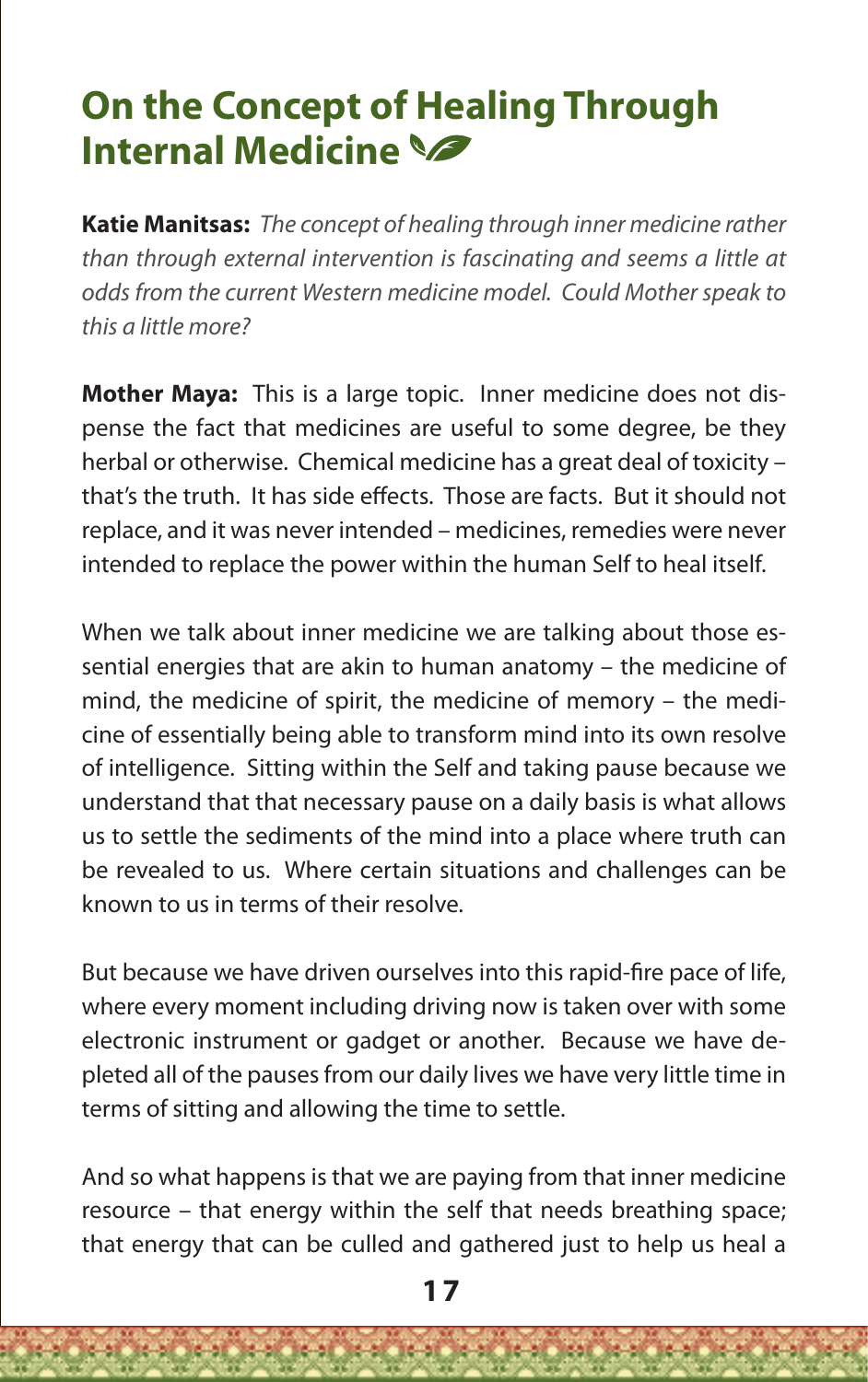## On the Concept of Healing Through Internal Medicine

**Katie Manitsas:** *The concept of healing through inner medicine rather than through external intervention is fascinating and seems a little at odds from the current Western medicine model. Could Mother speak to this a little more?*

**Mother Maya:** This is a large topic. Inner medicine does not dispense the fact that medicines are useful to some degree, be they herbal or otherwise. Chemical medicine has a great deal of toxicity – that's the truth. It has side effects. Those are facts. But it should not replace, and it was never intended – medicines, remedies were never intended to replace the power within the human Self to heal itself.

When we talk about inner medicine we are talking about those essential energies that are akin to human anatomy – the medicine of mind, the medicine of spirit, the medicine of memory – the medicine of essentially being able to transform mind into its own resolve of intelligence. Sitting within the Self and taking pause because we understand that that necessary pause on a daily basis is what allows us to settle the sediments of the mind into a place where truth can be revealed to us. Where certain situations and challenges can be known to us in terms of their resolve.

But because we have driven ourselves into this rapid-fire pace of life, where every moment including driving now is taken over with some electronic instrument or gadget or another. Because we have depleted all of the pauses from our daily lives we have very little time in terms of sitting and allowing the time to settle.

And so what happens is that we are paying from that inner medicine resource – that energy within the self that needs breathing space; that energy that can be culled and gathered just to help us heal a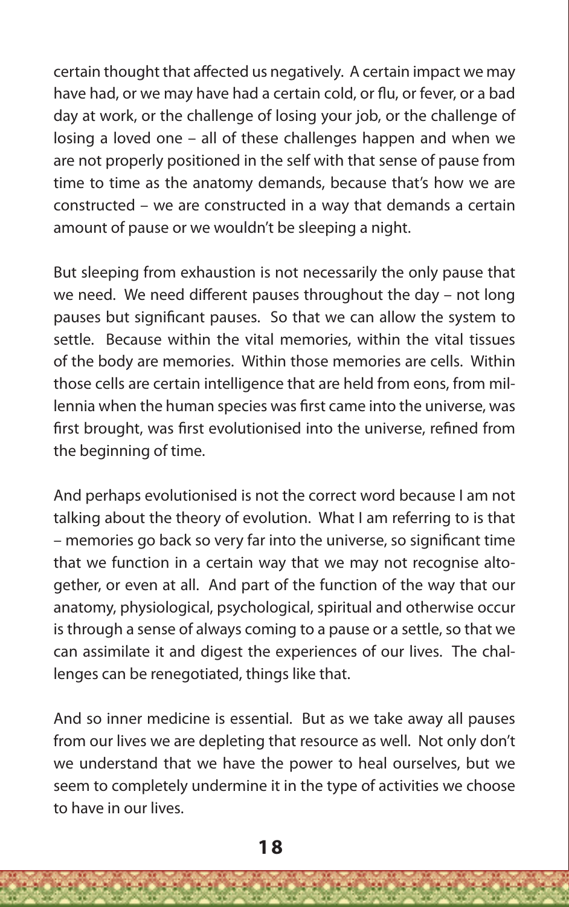certain thought that affected us negatively. A certain impact we may have had, or we may have had a certain cold, or flu, or fever, or a bad day at work, or the challenge of losing your job, or the challenge of losing a loved one – all of these challenges happen and when we are not properly positioned in the self with that sense of pause from time to time as the anatomy demands, because that's how we are constructed – we are constructed in a way that demands a certain amount of pause or we wouldn't be sleeping a night.

But sleeping from exhaustion is not necessarily the only pause that we need. We need different pauses throughout the day – not long pauses but significant pauses. So that we can allow the system to settle. Because within the vital memories, within the vital tissues of the body are memories. Within those memories are cells. Within those cells are certain intelligence that are held from eons, from millennia when the human species was first came into the universe, was first brought, was first evolutionised into the universe, refined from the beginning of time.

And perhaps evolutionised is not the correct word because I am not talking about the theory of evolution. What I am referring to is that – memories go back so very far into the universe, so significant time that we function in a certain way that we may not recognise altogether, or even at all. And part of the function of the way that our anatomy, physiological, psychological, spiritual and otherwise occur is through a sense of always coming to a pause or a settle, so that we can assimilate it and digest the experiences of our lives. The challenges can be renegotiated, things like that.

And so inner medicine is essential. But as we take away all pauses from our lives we are depleting that resource as well. Not only don't we understand that we have the power to heal ourselves, but we seem to completely undermine it in the type of activities we choose to have in our lives.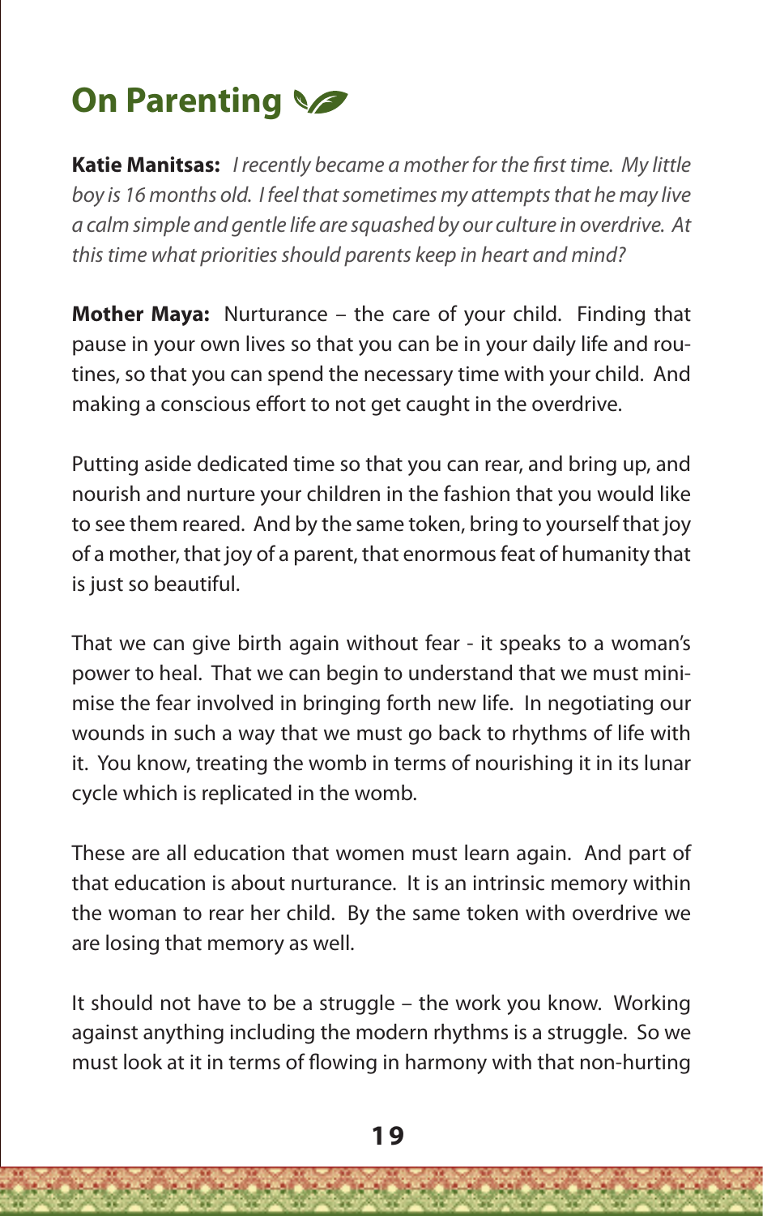## On Parenting

**Katie Manitsas:** *I recently became a mother for the first time. My little boy is 16 months old. I feel that sometimes my attempts that he may live a calm simple and gentle life are squashed by our culture in overdrive. At this time what priorities should parents keep in heart and mind?*

**Mother Maya:** Nurturance – the care of your child. Finding that pause in your own lives so that you can be in your daily life and routines, so that you can spend the necessary time with your child. And making a conscious effort to not get caught in the overdrive.

Putting aside dedicated time so that you can rear, and bring up, and nourish and nurture your children in the fashion that you would like to see them reared. And by the same token, bring to yourself that joy of a mother, that joy of a parent, that enormous feat of humanity that is just so beautiful.

That we can give birth again without fear - it speaks to a woman's power to heal. That we can begin to understand that we must minimise the fear involved in bringing forth new life. In negotiating our wounds in such a way that we must go back to rhythms of life with it. You know, treating the womb in terms of nourishing it in its lunar cycle which is replicated in the womb.

These are all education that women must learn again. And part of that education is about nurturance. It is an intrinsic memory within the woman to rear her child. By the same token with overdrive we are losing that memory as well.

It should not have to be a struggle – the work you know. Working against anything including the modern rhythms is a struggle. So we must look at it in terms of flowing in harmony with that non-hurting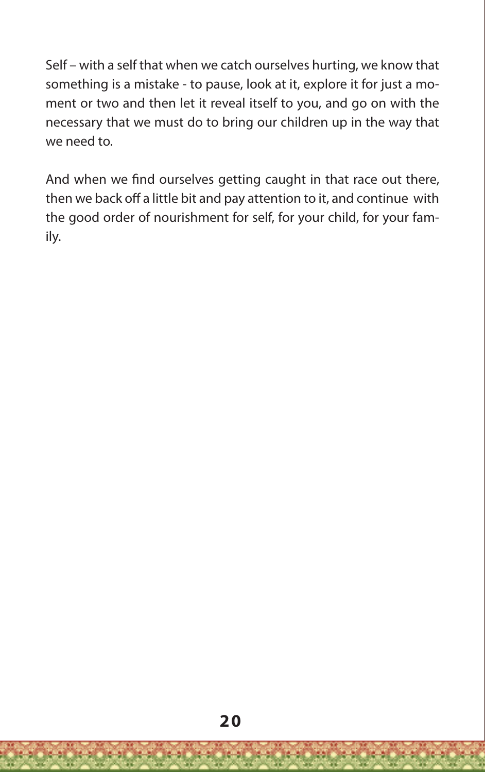Self – with a self that when we catch ourselves hurting, we know that something is a mistake - to pause, look at it, explore it for just a moment or two and then let it reveal itself to you, and go on with the necessary that we must do to bring our children up in the way that we need to.

And when we find ourselves getting caught in that race out there, then we back off a little bit and pay attention to it, and continue with the good order of nourishment for self, for your child, for your family.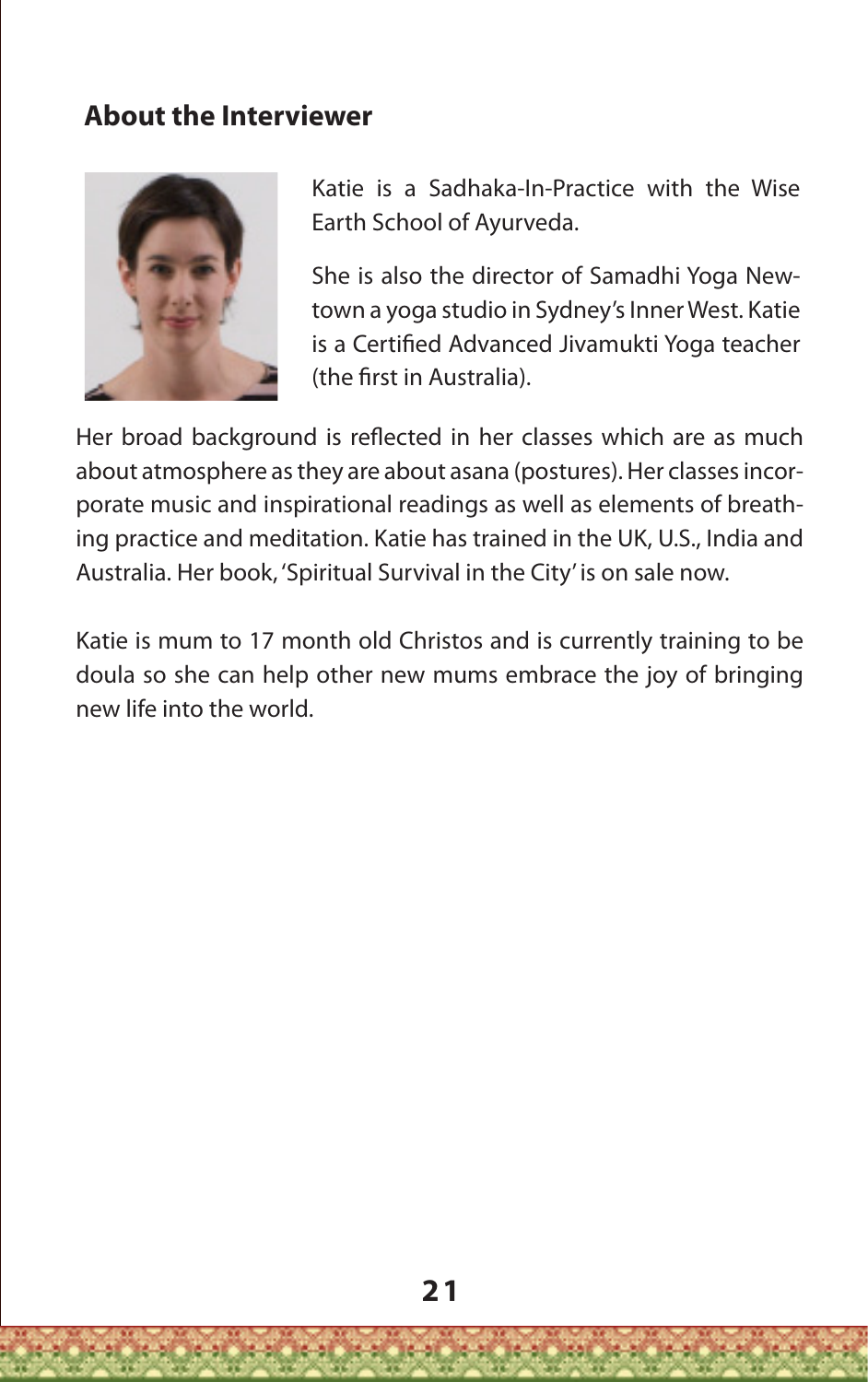## About the Interviewer

Katie is a Sadhaka-In-Practice with the Wise Earth School of Ayurveda.

She is also the director of Samadhi Yoga Newtown a yoga studio in Sydney's Inner West. Katie is a Certified Advanced Jivamukti Yoga teacher (the first in Australia).

Her broad background is reflected in her classes which are as much about atmosphere as they are about asana (postures). Her classes incorporate music and inspirational readings as well as elements of breathing practice and meditation. Katie has trained in the UK, U.S., India and Australia. Her book, 'Spiritual Survival in the City' is on sale now.

Katie is mum to 17 month old Christos and is currently training to be doula so she can help other new mums embrace the joy of bringing new life into the world.